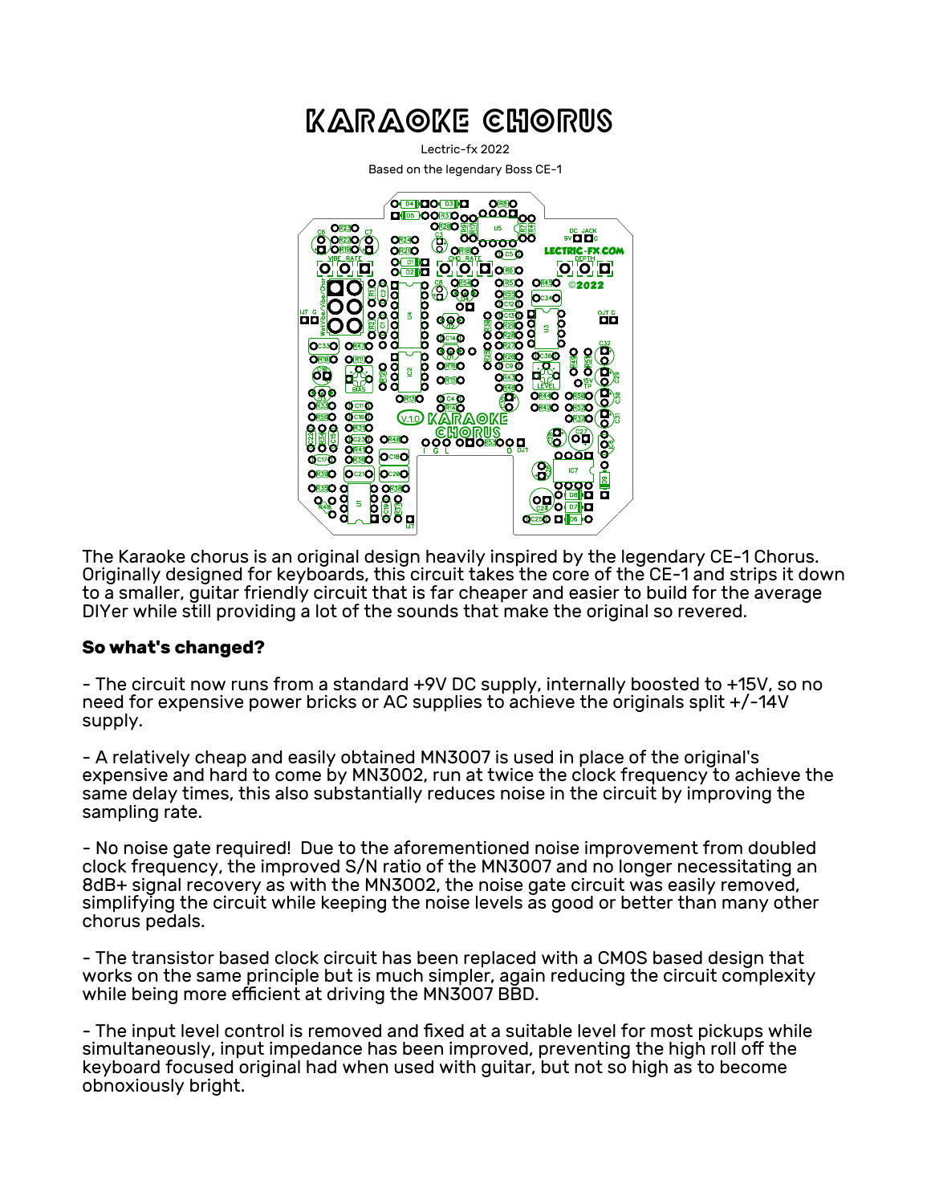# KARAOKE CHORUS

Lectric-fx 2022

Based on the legendary Boss CE-1

The Karaoke chorus is an original design heavily inspired by the legendary CE-1 Chorus. Originally designed for keyboards, this circuit takes the core of the CE-1 and strips it down to a smaller, guitar friendly circuit that is far cheaper and easier to build for the average DIYer while still providing a lot of the sounds that make the original so revered.

### So what's changed?

- The circuit now runs from a standard +9V DC supply, internally boosted to +15V, so no need for expensive power bricks or AC supplies to achieve the originals split +/-14V supply.

- A relatively cheap and easily obtained MN3007 is used in place of the original's expensive and hard to come by MN3002, run at twice the clock frequency to achieve the same delay times, this also substantially reduces noise in the circuit by improving the sampling rate.

- No noise gate required! Due to the aforementioned noise improvement from doubled clock frequency, the improved S/N ratio of the MN3007 and no longer necessitating an 8dB+ signal recovery as with the MN3002, the noise gate circuit was easily removed, simplifying the circuit while keeping the noise levels as good or better than many other chorus pedals.

- The transistor based clock circuit has been replaced with a CMOS based design that works on the same principle but is much simpler, again reducing the circuit complexity while being more efficient at driving the MN3007 BBD.

- The input level control is removed and fixed at a suitable level for most pickups while simultaneously, input impedance has been improved, preventing the high roll off the keyboard focused original had when used with guitar, but not so high as to become obnoxiously bright.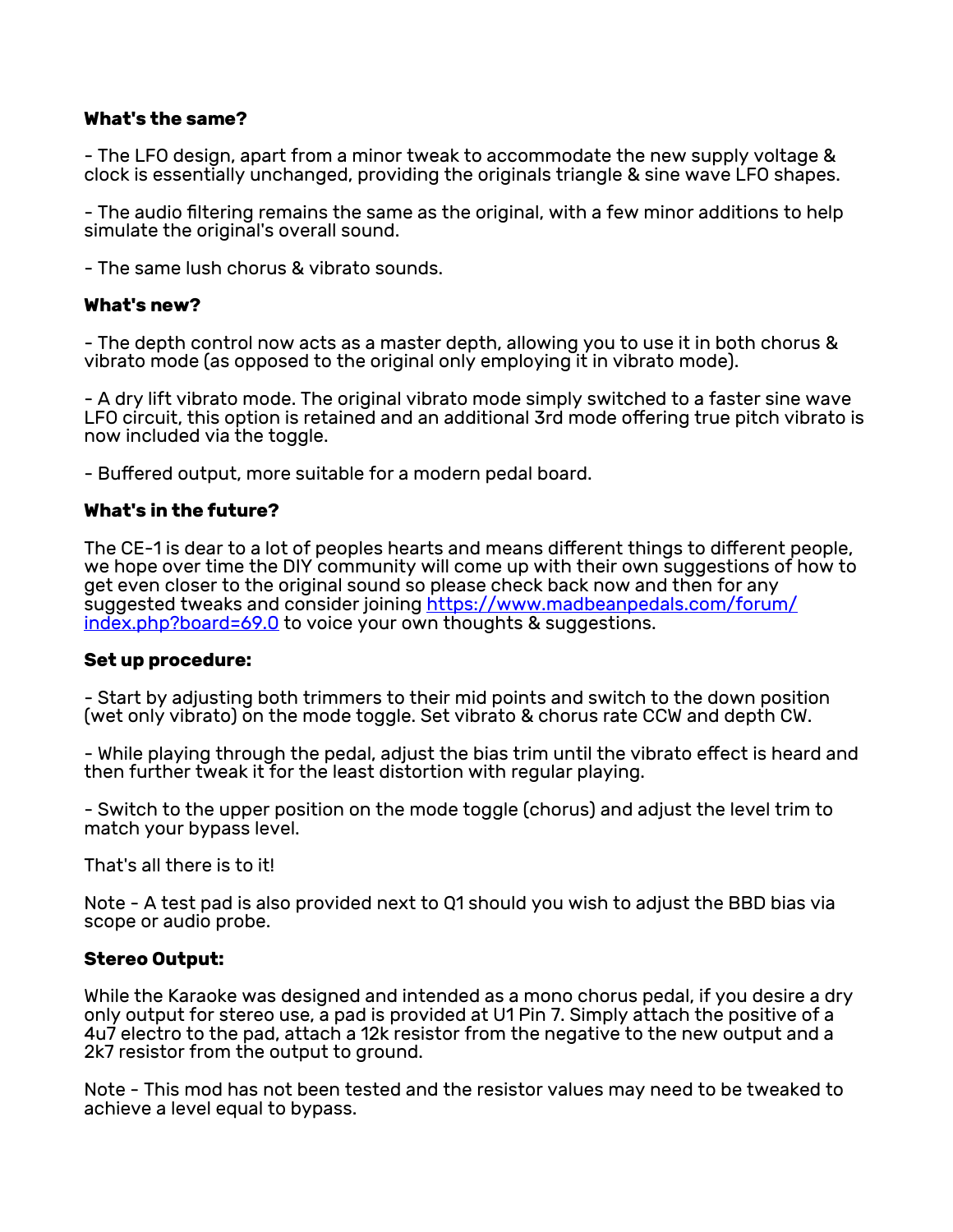**What's the same?**

- The LFO design, apart from a minor tweak to accommodate the new supply voltage & clock is essentially unchanged, providing the originals triangle & sine wave LFO shapes.

- The audio filtering remains the same as the original, with a few minor additions to help simulate the original's overall sound.

- The same lush chorus & vibrato sounds.

**What's new?**

- The depth control now acts as a master depth, allowing you to use it in both chorus & vibrato mode (as opposed to the original only employing it in vibrato mode).

- A dry lift vibrato mode. The original vibrato mode simply switched to a faster sine wave LFO circuit, this option is retained and an additional 3rd mode offering true pitch vibrato is now included via the toggle.

- Buffered output, more suitable for a modern pedal board.

**What's in the future?**

The CE-1 is dear to a lot of peoples hearts and means different things to different people, we hope over time the DIY community will come up with their own suggestions of how to get even closer to the original sound so please check back now and then for any suggested tweaks and consider joining [https://www.madbeanpedals.com/forum/index.php?board=69.0](https://www.madbeanpedals.com/forum/index.php?board=69.0) to voice your own thoughts & suggestions.

**Set up procedure:**

- Start by adjusting both trimmers to their mid points and switch to the down position (wet only vibrato) on the mode toggle. Set vibrato & chorus rate CCW and depth CW.

- While playing through the pedal, adjust the bias trim until the vibrato effect is heard and then further tweak it for the least distortion with regular playing.

- Switch to the upper position on the mode toggle (chorus) and adjust the level trim to match your bypass level.

That's all there is to it!

Note - A test pad is also provided next to Q1 should you wish to adjust the BBD bias via scope or audio probe.

**Stereo Output:**

While the Karaoke was designed and intended as a mono chorus pedal, if you desire a dry only output for stereo use, a pad is provided at U1 Pin 7. Simply attach the positive of a 4u7 electro to the pad, attach a 12k resistor from the negative to the new output and a 2k7 resistor from the output to ground.

Note - This mod has not been tested and the resistor values may need to be tweaked to achieve a level equal to bypass.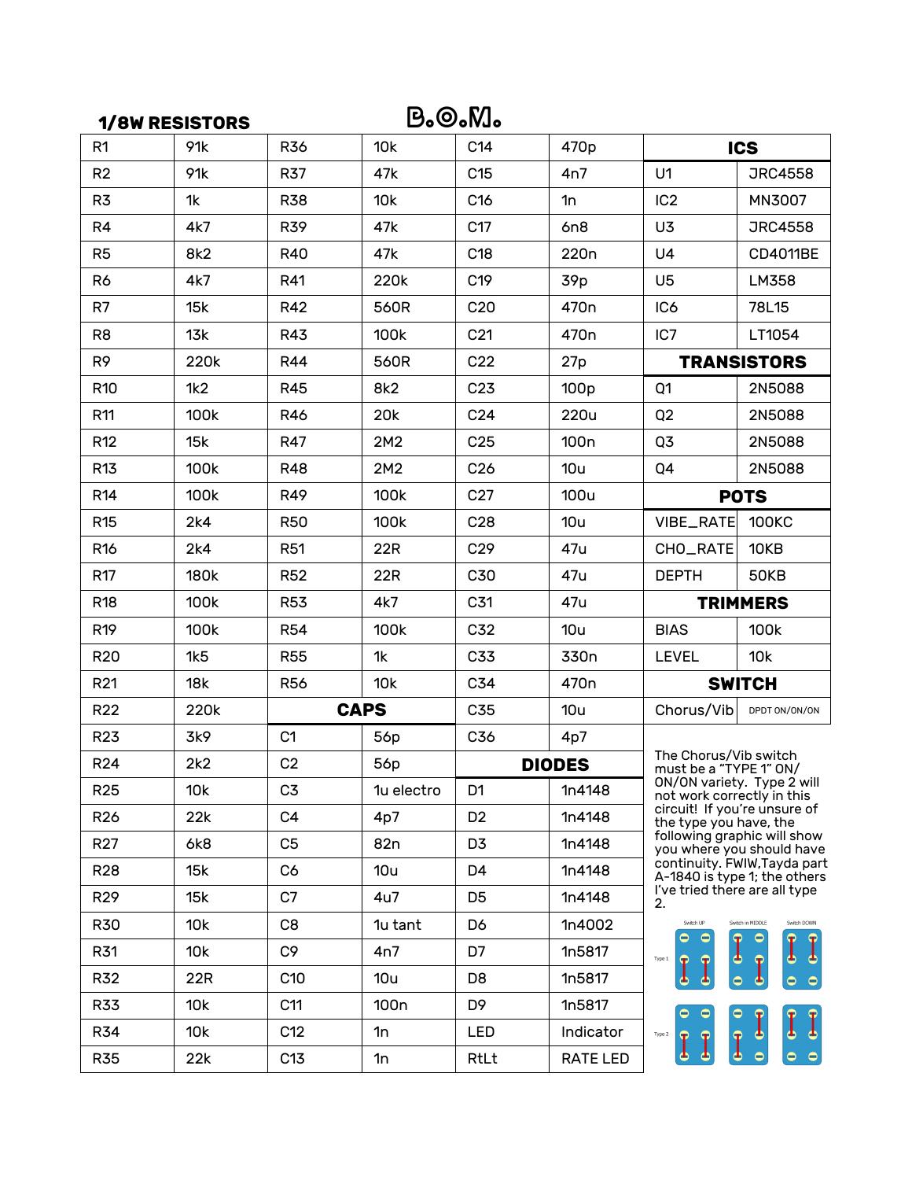# B.O.M.

## 1/8W RESISTORS

| | | | | | | | |
|---|---|---|---|---|---|---|---|
| R1 | 91k | R36 | 10k | C14 | 470p | **ICS** | |
| R2 | 91k | R37 | 47k | C15 | 4n7 | U1 | JRC4558 |
| R3 | 1k | R38 | 10k | C16 | 1n | IC2 | MN3007 |
| R4 | 4k7 | R39 | 47k | C17 | 6n8 | U3 | JRC4558 |
| R5 | 8k2 | R40 | 47k | C18 | 220n | U4 | CD4011BE |
| R6 | 4k7 | R41 | 220k | C19 | 39p | U5 | LM358 |
| R7 | 15k | R42 | 560R | C20 | 470n | IC6 | 78L15 |
| R8 | 13k | R43 | 100k | C21 | 470n | IC7 | LT1054 |
| R9 | 220k | R44 | 560R | C22 | 27p | **TRANSISTORS** | |
| R10 | 1k2 | R45 | 8k2 | C23 | 100p | Q1 | 2N5088 |
| R11 | 100k | R46 | 20k | C24 | 220u | Q2 | 2N5088 |
| R12 | 15k | R47 | 2M2 | C25 | 100n | Q3 | 2N5088 |
| R13 | 100k | R48 | 2M2 | C26 | 10u | Q4 | 2N5088 |
| R14 | 100k | R49 | 100k | C27 | 100u | **POTS** | |
| R15 | 2k4 | R50 | 100k | C28 | 10u | VIBE_RATE | 100KC |
| R16 | 2k4 | R51 | 22R | C29 | 47u | CHO_RATE | 10KB |
| R17 | 180k | R52 | 22R | C30 | 47u | DEPTH | 50KB |
| R18 | 100k | R53 | 4k7 | C31 | 47u | **TRIMMERS** | |
| R19 | 100k | R54 | 100k | C32 | 10u | BIAS | 100k |
| R20 | 1k5 | R55 | 1k | C33 | 330n | LEVEL | 10k |
| R21 | 18k | R56 | 10k | C34 | 470n | **SWITCH** | |
| R22 | 220k | **CAPS** | | C35 | 10u | Chorus/Vib | DPDT ON/ON/ON |
| R23 | 3k9 | C1 | 56p | C36 | 4p7 | | |
| R24 | 2k2 | C2 | 56p | **DIODES** | | | |
| R25 | 10k | C3 | 1u electro | D1 | 1n4148 | | |
| R26 | 22k | C4 | 4p7 | D2 | 1n4148 | | |
| R27 | 6k8 | C5 | 82n | D3 | 1n4148 | | |
| R28 | 15k | C6 | 10u | D4 | 1n4148 | | |
| R29 | 15k | C7 | 4u7 | D5 | 1n4148 | | |
| R30 | 10k | C8 | 1u tant | D6 | 1n4002 | | |
| R31 | 10k | C9 | 4n7 | D7 | 1n5817 | | |
| R32 | 22R | C10 | 10u | D8 | 1n5817 | | |
| R33 | 10k | C11 | 100n | D9 | 1n5817 | | |
| R34 | 10k | C12 | 1n | LED | Indicator | | |
| R35 | 22k | C13 | 1n | RtLt | RATE LED | | |

The Chorus/Vib switch must be a "TYPE 1" ON/ON/ON variety. Type 2 will not work correctly in this circuit! If you're unsure of the type you have, the following graphic will show you where you should have continuity. FWIW,Tayda part A-1840 is type 1; the others I've tried there are all type 2.

Switch UP | Switch in MIDDLE | Switch DOWN

Type 1

Type 2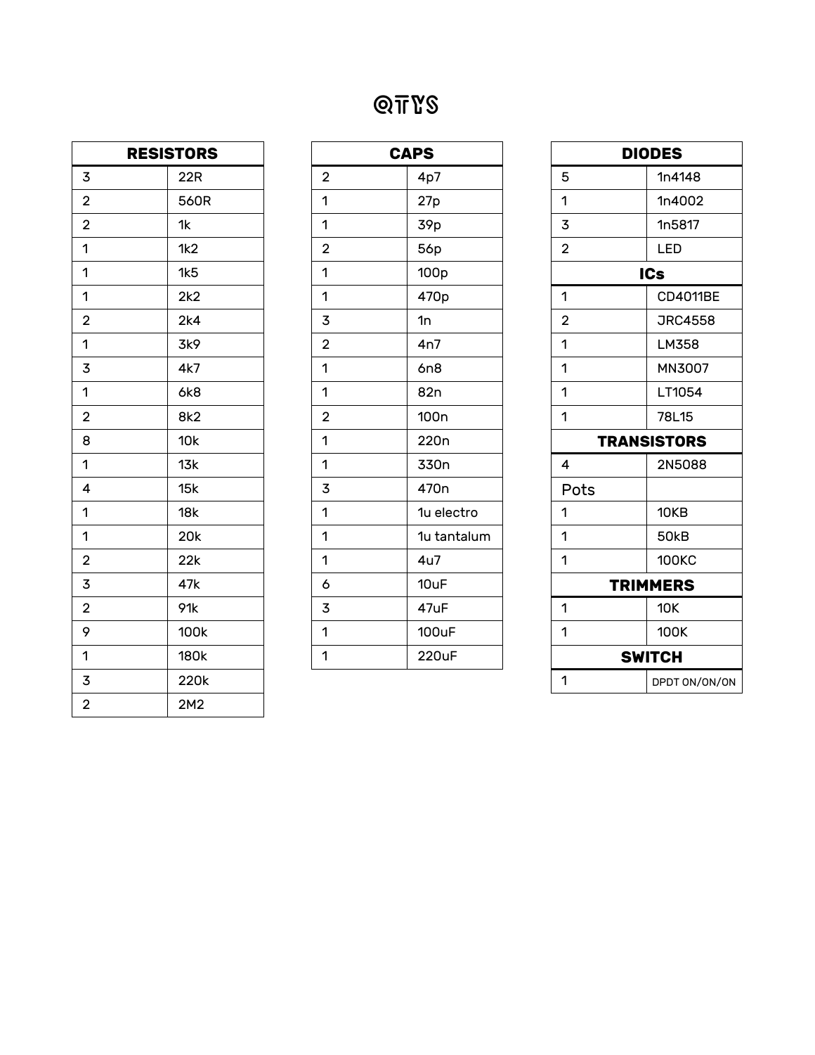# QTYS

| RESISTORS | |
|---|---|
| 3 | 22R |
| 2 | 560R |
| 2 | 1k |
| 1 | 1k2 |
| 1 | 1k5 |
| 1 | 2k2 |
| 2 | 2k4 |
| 1 | 3k9 |
| 3 | 4k7 |
| 1 | 6k8 |
| 2 | 8k2 |
| 8 | 10k |
| 1 | 13k |
| 4 | 15k |
| 1 | 18k |
| 1 | 20k |
| 2 | 22k |
| 3 | 47k |
| 2 | 91k |
| 9 | 100k |
| 1 | 180k |
| 3 | 220k |
| 2 | 2M2 |

| CAPS | |
|---|---|
| 2 | 4p7 |
| 1 | 27p |
| 1 | 39p |
| 2 | 56p |
| 1 | 100p |
| 1 | 470p |
| 3 | 1n |
| 2 | 4n7 |
| 1 | 6n8 |
| 1 | 82n |
| 2 | 100n |
| 1 | 220n |
| 1 | 330n |
| 3 | 470n |
| 1 | 1u electro |
| 1 | 1u tantalum |
| 1 | 4u7 |
| 6 | 10uF |
| 3 | 47uF |
| 1 | 100uF |
| 1 | 220uF |

| DIODES | |
|---|---|
| 5 | 1n4148 |
| 1 | 1n4002 |
| 3 | 1n5817 |
| 2 | LED |
| **ICs** | |
| 1 | CD4011BE |
| 2 | JRC4558 |
| 1 | LM358 |
| 1 | MN3007 |
| 1 | LT1054 |
| 1 | 78L15 |
| **TRANSISTORS** | |
| 4 | 2N5088 |
| Pots | |
| 1 | 10KB |
| 1 | 50kB |
| 1 | 100KC |
| **TRIMMERS** | |
| 1 | 10K |
| 1 | 100K |
| **SWITCH** | |
| 1 | DPDT ON/ON/ON |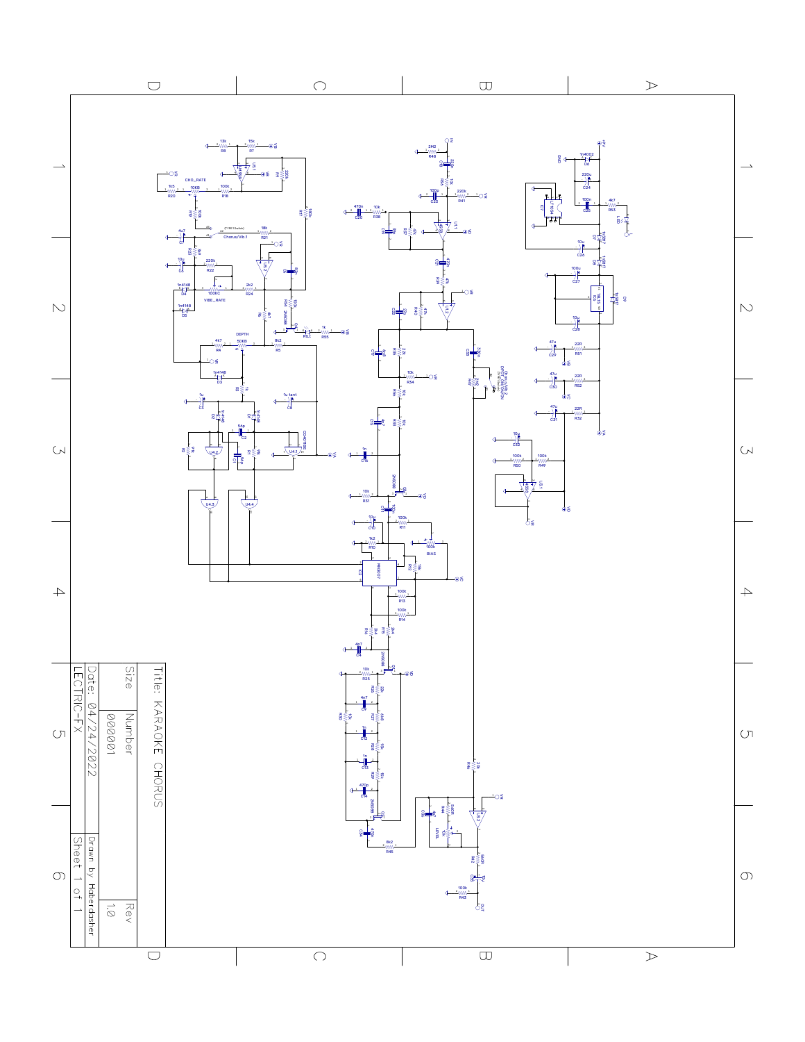Title: KARAOKE CHORUS

| Size | Number | Rev |
|---|---|---|
| | 000001 | 1.0 |

Date: 04/24/2022

Drawn by Haberdasher

LECTRIC-FX

Sheet 1 of 1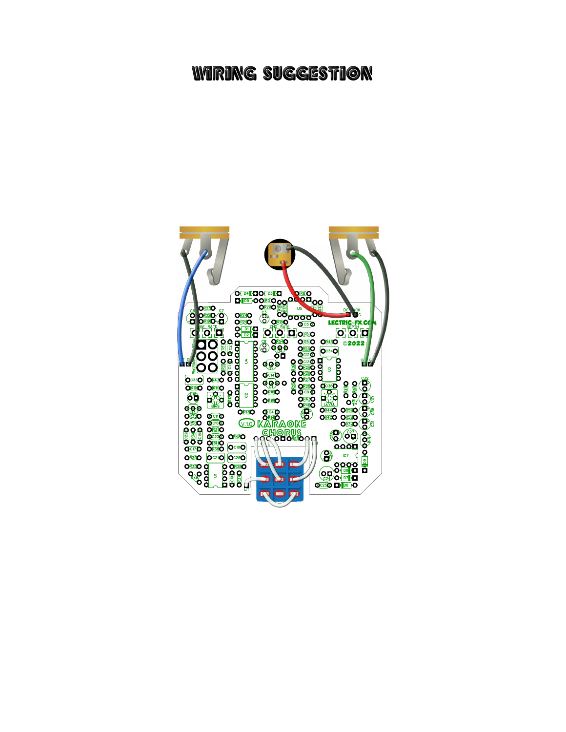# WIRING SUGGESTION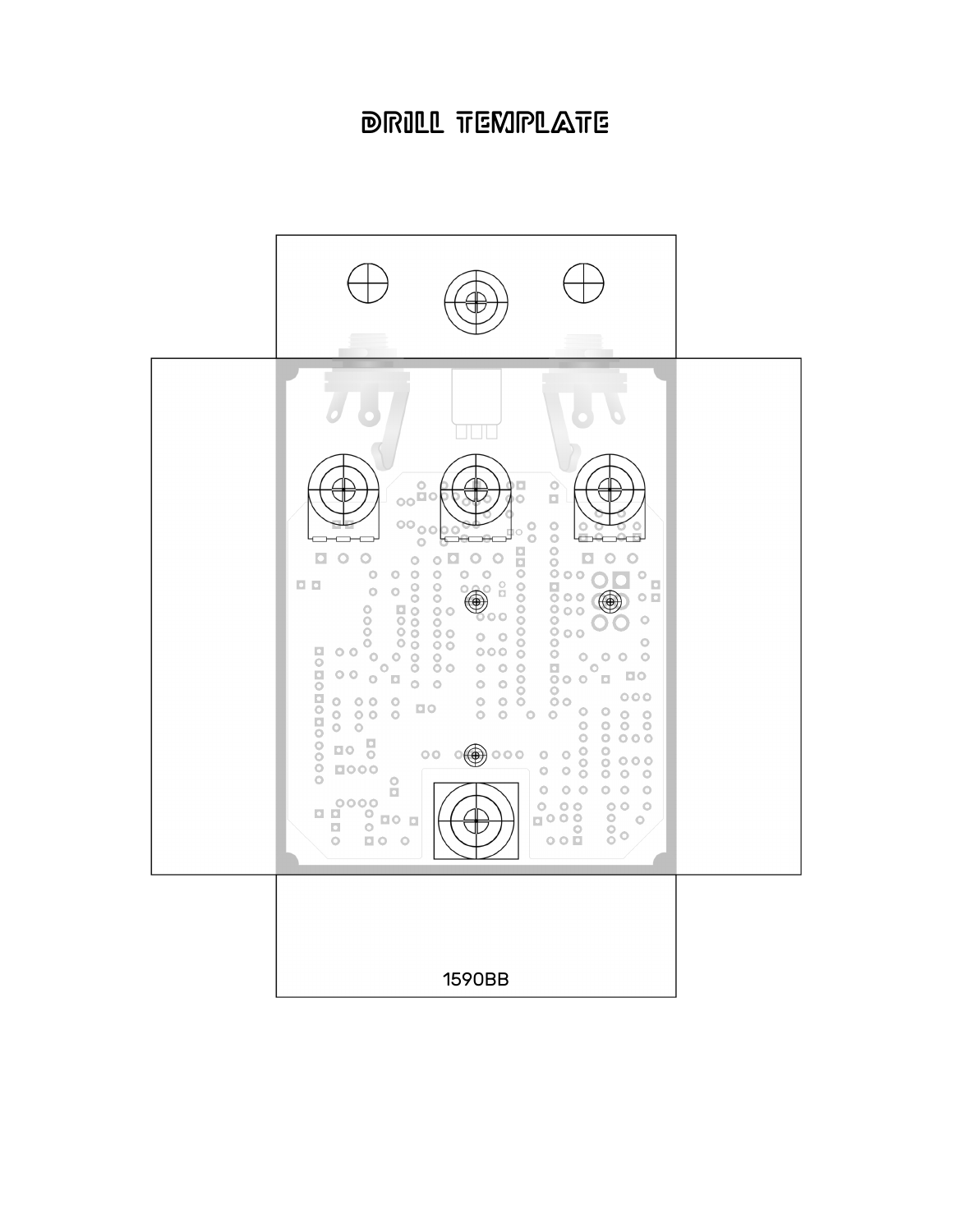# DRILL TEMPLATE

1590BB